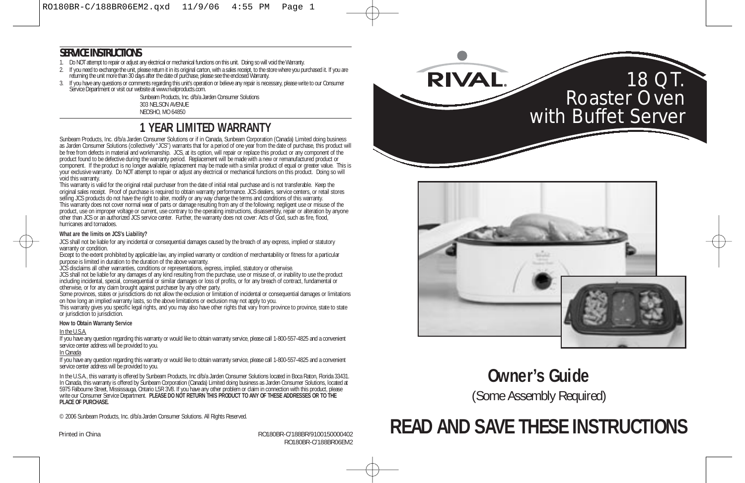## SERVICE INSTRUCTIONS

1. Do NOT attempt to repair or adjust any electrical or mechanical functions on this unit. Doing so will void the Warranty.
2. If you need to exchange the unit, please return it in its original carton, with a sales receipt, to the store where you purchased it. If you are returning the unit more than 30 days after the date of purchase, please see the enclosed Warranty.
3. If you have any questions or comments regarding this unit's operation or believe any repair is necessary, please write to our Consumer Service Department or visit our website at www.rivalproducts.com.

Sunbeam Products, Inc. d/b/a Jarden Consumer Solutions
303 NELSON AVENUE
NEOSHO, MO 64850

## 1 YEAR LIMITED WARRANTY

Sunbeam Products, Inc. d/b/a Jarden Consumer Solutions or if in Canada, Sunbeam Corporation (Canada) Limited doing business as Jarden Consumer Solutions (collectively "JCS") warrants that for a period of one year from the date of purchase, this product will be free from defects in material and workmanship. JCS, at its option, will repair or replace this product or any component of the product found to be defective during the warranty period. Replacement will be made with a new or remanufactured product or component. If the product is no longer available, replacement may be made with a similar product of equal or greater value. This is your exclusive warranty. Do NOT attempt to repair or adjust any electrical or mechanical functions on this product. Doing so will void this warranty.

This warranty is valid for the original retail purchaser from the date of initial retail purchase and is not transferable. Keep the original sales receipt. Proof of purchase is required to obtain warranty performance. JCS dealers, service centers, or retail stores selling JCS products do not have the right to alter, modify or any way change the terms and conditions of this warranty.

This warranty does not cover normal wear of parts or damage resulting from any of the following: negligent use or misuse of the product, use on improper voltage or current, use contrary to the operating instructions, disassembly, repair or alteration by anyone other than JCS or an authorized JCS service center. Further, the warranty does not cover: Acts of God, such as fire, flood, hurricanes and tornadoes.

**What are the limits on JCS's Liability?**

JCS shall not be liable for any incidental or consequential damages caused by the breach of any express, implied or statutory warranty or condition.

Except to the extent prohibited by applicable law, any implied warranty or condition of merchantability or fitness for a particular purpose is limited in duration to the duration of the above warranty.

JCS disclaims all other warranties, conditions or representations, express, implied, statutory or otherwise.

JCS shall not be liable for any damages of any kind resulting from the purchase, use or misuse of, or inability to use the product including incidental, special, consequential or similar damages or loss of profits, or for any breach of contract, fundamental or otherwise, or for any claim brought against purchaser by any other party.

Some provinces, states or jurisdictions do not allow the exclusion or limitation of incidental or consequential damages or limitations on how long an implied warranty lasts, so the above limitations or exclusion may not apply to you.

This warranty gives you specific legal rights, and you may also have other rights that vary from province to province, state to state or jurisdiction to jurisdiction.

**How to Obtain Warranty Service**

In the U.S.A.

If you have any question regarding this warranty or would like to obtain warranty service, please call 1-800-557-4825 and a convenient service center address will be provided to you.

In Canada

If you have any question regarding this warranty or would like to obtain warranty service, please call 1-800-557-4825 and a convenient service center address will be provided to you.

In the U.S.A., this warranty is offered by Sunbeam Products, Inc d/b/a Jarden Consumer Solutions located in Boca Raton, Florida 33431. In Canada, this warranty is offered by Sunbeam Corporation (Canada) Limited doing business as Jarden Consumer Solutions, located at 5975 Falbourne Street, Mississauga, Ontario L5R 3V8. If you have any other problem or claim in connection with this product, please write our Consumer Service Department. **PLEASE DO NOT RETURN THIS PRODUCT TO ANY OF THESE ADDRESSES OR TO THE PLACE OF PURCHASE.**

© 2006 Sunbeam Products, Inc. d/b/a Jarden Consumer Solutions. All Rights Reserved.

Printed in China

RO180BR-C/188BR/9100150000402
RO180BR-C/188BR06EM2

RIVAL®

# 18 QT. Roaster Oven with Buffet Server

## Owner's Guide

(Some Assembly Required)

## READ AND SAVE THESE INSTRUCTIONS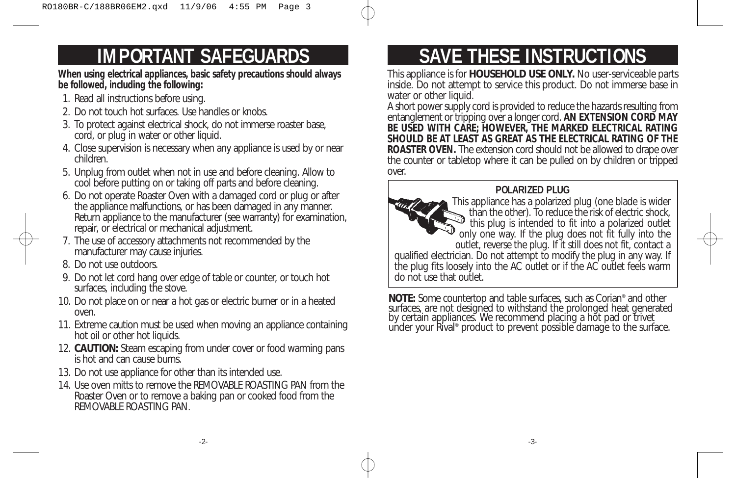# IMPORTANT SAFEGUARDS

**When using electrical appliances, basic safety precautions should always be followed, including the following:**

1. Read all instructions before using.
2. Do not touch hot surfaces. Use handles or knobs.
3. To protect against electrical shock, do not immerse roaster base, cord, or plug in water or other liquid.
4. Close supervision is necessary when any appliance is used by or near children.
5. Unplug from outlet when not in use and before cleaning. Allow to cool before putting on or taking off parts and before cleaning.
6. Do not operate Roaster Oven with a damaged cord or plug or after the appliance malfunctions, or has been damaged in any manner. Return appliance to the manufacturer (see warranty) for examination, repair, or electrical or mechanical adjustment.
7. The use of accessory attachments not recommended by the manufacturer may cause injuries.
8. Do not use outdoors.
9. Do not let cord hang over edge of table or counter, or touch hot surfaces, including the stove.
10. Do not place on or near a hot gas or electric burner or in a heated oven.
11. Extreme caution must be used when moving an appliance containing hot oil or other hot liquids.
12. **CAUTION:** Steam escaping from under cover or food warming pans is hot and can cause burns.
13. Do not use appliance for other than its intended use.
14. Use oven mitts to remove the REMOVABLE ROASTING PAN from the Roaster Oven or to remove a baking pan or cooked food from the REMOVABLE ROASTING PAN.

# SAVE THESE INSTRUCTIONS

This appliance is for **HOUSEHOLD USE ONLY.** No user-serviceable parts inside. Do not attempt to service this product. Do not immerse base in water or other liquid.

A short power supply cord is provided to reduce the hazards resulting from entanglement or tripping over a longer cord. **AN EXTENSION CORD MAY BE USED WITH CARE; HOWEVER, THE MARKED ELECTRICAL RATING SHOULD BE AT LEAST AS GREAT AS THE ELECTRICAL RATING OF THE ROASTER OVEN.** The extension cord should not be allowed to drape over the counter or tabletop where it can be pulled on by children or tripped over.

**POLARIZED PLUG**

This appliance has a polarized plug (one blade is wider than the other). To reduce the risk of electric shock, this plug is intended to fit into a polarized outlet only one way. If the plug does not fit fully into the outlet, reverse the plug. If it still does not fit, contact a qualified electrician. Do not attempt to modify the plug in any way. If the plug fits loosely into the AC outlet or if the AC outlet feels warm do not use that outlet.

**NOTE:** Some countertop and table surfaces, such as Corian® and other surfaces, are not designed to withstand the prolonged heat generated by certain appliances. We recommend placing a hot pad or trivet under your Rival® product to prevent possible damage to the surface.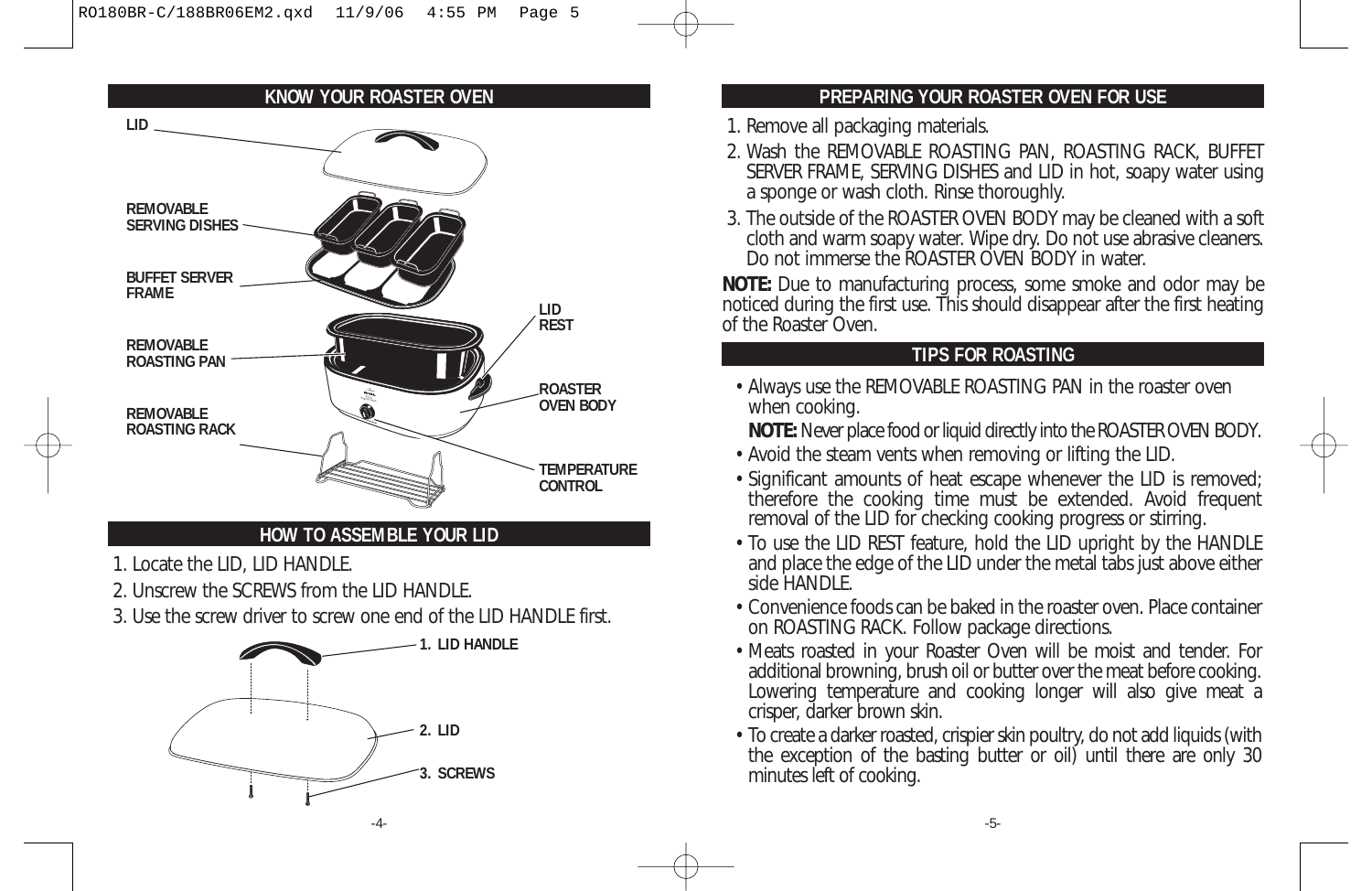## KNOW YOUR ROASTER OVEN

LID

REMOVABLE SERVING DISHES

BUFFET SERVER FRAME

REMOVABLE ROASTING PAN

REMOVABLE ROASTING RACK

LID REST

ROASTER OVEN BODY

TEMPERATURE CONTROL

## HOW TO ASSEMBLE YOUR LID

1. Locate the LID, LID HANDLE.
2. Unscrew the SCREWS from the LID HANDLE.
3. Use the screw driver to screw one end of the LID HANDLE first.

1. LID HANDLE

2. LID

3. SCREWS

## PREPARING YOUR ROASTER OVEN FOR USE

1. Remove all packaging materials.
2. Wash the REMOVABLE ROASTING PAN, ROASTING RACK, BUFFET SERVER FRAME, SERVING DISHES and LID in hot, soapy water using a sponge or wash cloth. Rinse thoroughly.
3. The outside of the ROASTER OVEN BODY may be cleaned with a soft cloth and warm soapy water. Wipe dry. Do not use abrasive cleaners. Do not immerse the ROASTER OVEN BODY in water.

**NOTE:** Due to manufacturing process, some smoke and odor may be noticed during the first use. This should disappear after the first heating of the Roaster Oven.

## TIPS FOR ROASTING

- Always use the REMOVABLE ROASTING PAN in the roaster oven when cooking.

  **NOTE:** Never place food or liquid directly into the ROASTER OVEN BODY.
- Avoid the steam vents when removing or lifting the LID.
- Significant amounts of heat escape whenever the LID is removed; therefore the cooking time must be extended. Avoid frequent removal of the LID for checking cooking progress or stirring.
- To use the LID REST feature, hold the LID upright by the HANDLE and place the edge of the LID under the metal tabs just above either side HANDLE.
- Convenience foods can be baked in the roaster oven. Place container on ROASTING RACK. Follow package directions.
- Meats roasted in your Roaster Oven will be moist and tender. For additional browning, brush oil or butter over the meat before cooking. Lowering temperature and cooking longer will also give meat a crisper, darker brown skin.
- To create a darker roasted, crispier skin poultry, do not add liquids (with the exception of the basting butter or oil) until there are only 30 minutes left of cooking.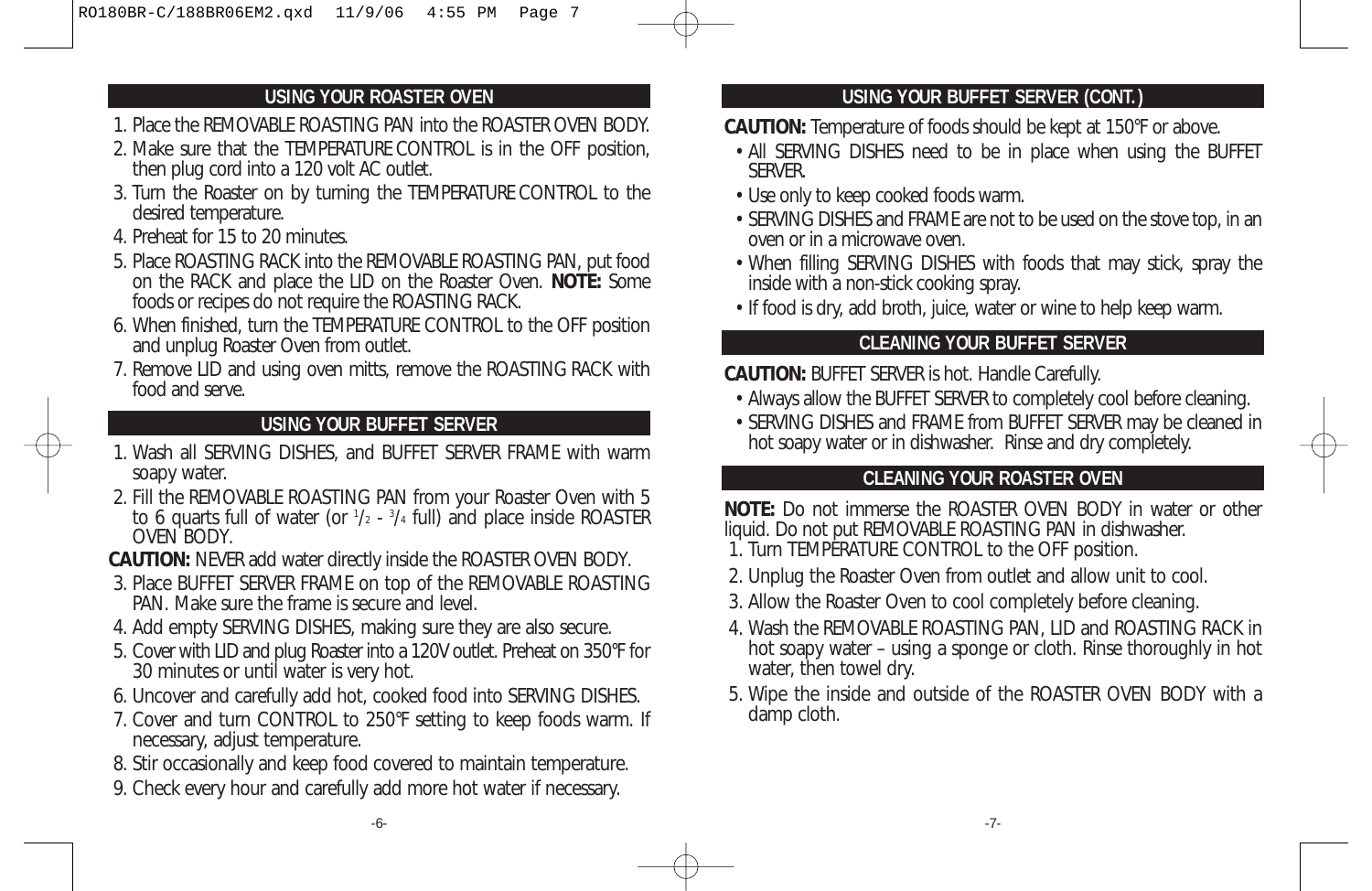## USING YOUR ROASTER OVEN

1. Place the REMOVABLE ROASTING PAN into the ROASTER OVEN BODY.
2. Make sure that the TEMPERATURE CONTROL is in the OFF position, then plug cord into a 120 volt AC outlet.
3. Turn the Roaster on by turning the TEMPERATURE CONTROL to the desired temperature.
4. Preheat for 15 to 20 minutes.
5. Place ROASTING RACK into the REMOVABLE ROASTING PAN, put food on the RACK and place the LID on the Roaster Oven. **NOTE:** Some foods or recipes do not require the ROASTING RACK.
6. When finished, turn the TEMPERATURE CONTROL to the OFF position and unplug Roaster Oven from outlet.
7. Remove LID and using oven mitts, remove the ROASTING RACK with food and serve.

## USING YOUR BUFFET SERVER

1. Wash all SERVING DISHES, and BUFFET SERVER FRAME with warm soapy water.
2. Fill the REMOVABLE ROASTING PAN from your Roaster Oven with 5 to 6 quarts full of water (or 1/2 - 3/4 full) and place inside ROASTER OVEN BODY.

**CAUTION:** NEVER add water directly inside the ROASTER OVEN BODY.

3. Place BUFFET SERVER FRAME on top of the REMOVABLE ROASTING PAN. Make sure the frame is secure and level.
4. Add empty SERVING DISHES, making sure they are also secure.
5. Cover with LID and plug Roaster into a 120V outlet. Preheat on 350°F for 30 minutes or until water is very hot.
6. Uncover and carefully add hot, cooked food into SERVING DISHES.
7. Cover and turn CONTROL to 250°F setting to keep foods warm. If necessary, adjust temperature.
8. Stir occasionally and keep food covered to maintain temperature.
9. Check every hour and carefully add more hot water if necessary.

## USING YOUR BUFFET SERVER (CONT.)

**CAUTION:** Temperature of foods should be kept at 150°F or above.

- All SERVING DISHES need to be in place when using the BUFFET SERVER.
- Use only to keep cooked foods warm.
- SERVING DISHES and FRAME are not to be used on the stove top, in an oven or in a microwave oven.
- When filling SERVING DISHES with foods that may stick, spray the inside with a non-stick cooking spray.
- If food is dry, add broth, juice, water or wine to help keep warm.

## CLEANING YOUR BUFFET SERVER

**CAUTION:** BUFFET SERVER is hot. Handle Carefully.

- Always allow the BUFFET SERVER to completely cool before cleaning.
- SERVING DISHES and FRAME from BUFFET SERVER may be cleaned in hot soapy water or in dishwasher. Rinse and dry completely.

## CLEANING YOUR ROASTER OVEN

**NOTE:** Do not immerse the ROASTER OVEN BODY in water or other liquid. Do not put REMOVABLE ROASTING PAN in dishwasher.

1. Turn TEMPERATURE CONTROL to the OFF position.
2. Unplug the Roaster Oven from outlet and allow unit to cool.
3. Allow the Roaster Oven to cool completely before cleaning.
4. Wash the REMOVABLE ROASTING PAN, LID and ROASTING RACK in hot soapy water – using a sponge or cloth. Rinse thoroughly in hot water, then towel dry.
5. Wipe the inside and outside of the ROASTER OVEN BODY with a damp cloth.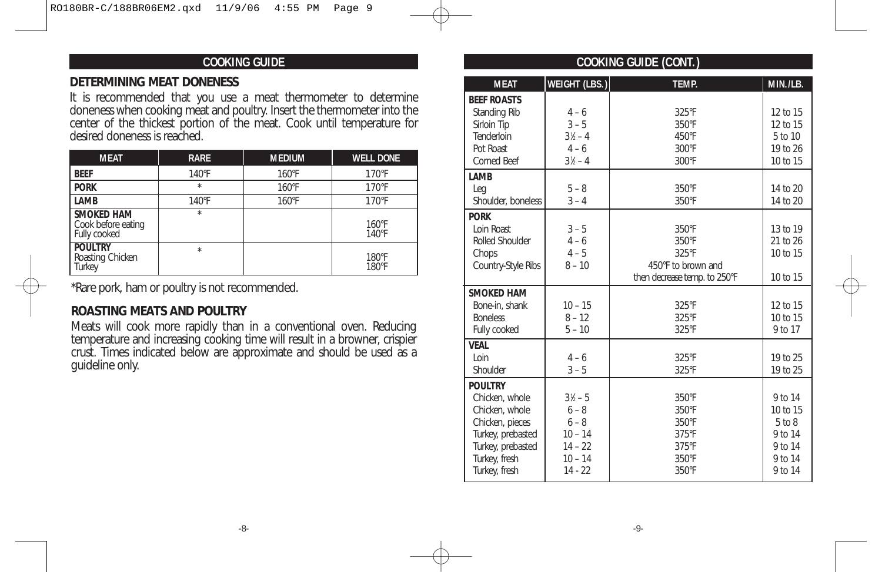## COOKING GUIDE

### DETERMINING MEAT DONENESS

It is recommended that you use a meat thermometer to determine doneness when cooking meat and poultry. Insert the thermometer into the center of the thickest portion of the meat. Cook until temperature for desired doneness is reached.

| MEAT | RARE | MEDIUM | WELL DONE |
|---|---|---|---|
| **BEEF** | 140°F | 160°F | 170°F |
| **PORK** | * | 160°F | 170°F |
| **LAMB** | 140°F | 160°F | 170°F |
| **SMOKED HAM** | * | | |
| Cook before eating | | | 160°F |
| Fully cooked | | | 140°F |
| **POULTRY** | * | | |
| Roasting Chicken | | | 180°F |
| Turkey | | | 180°F |

*Rare pork, ham or poultry is not recommended.

### ROASTING MEATS AND POULTRY

Meats will cook more rapidly than in a conventional oven. Reducing temperature and increasing cooking time will result in a browner, crispier crust. Times indicated below are approximate and should be used as a guideline only.

## COOKING GUIDE (CONT.)

| MEAT | WEIGHT (LBS.) | TEMP. | MIN./LB. |
|---|---|---|---|
| **BEEF ROASTS** | | | |
| Standing Rib | 4 – 6 | 325°F | 12 to 15 |
| Sirloin Tip | 3 – 5 | 350°F | 12 to 15 |
| Tenderloin | 3½ – 4 | 450°F | 5 to 10 |
| Pot Roast | 4 – 6 | 300°F | 19 to 26 |
| Corned Beef | 3½ – 4 | 300°F | 10 to 15 |
| **LAMB** | | | |
| Leg | 5 – 8 | 350°F | 14 to 20 |
| Shoulder, boneless | 3 – 4 | 350°F | 14 to 20 |
| **PORK** | | | |
| Loin Roast | 3 – 5 | 350°F | 13 to 19 |
| Rolled Shoulder | 4 – 6 | 350°F | 21 to 26 |
| Chops | 4 – 5 | 325°F | 10 to 15 |
| Country-Style Ribs | 8 – 10 | 450°F to brown and then decrease temp. to 250°F | 10 to 15 |
| **SMOKED HAM** | | | |
| Bone-in, shank | 10 – 15 | 325°F | 12 to 15 |
| Boneless | 8 – 12 | 325°F | 10 to 15 |
| Fully cooked | 5 – 10 | 325°F | 9 to 17 |
| **VEAL** | | | |
| Loin | 4 – 6 | 325°F | 19 to 25 |
| Shoulder | 3 – 5 | 325°F | 19 to 25 |
| **POULTRY** | | | |
| Chicken, whole | 3½ – 5 | 350°F | 9 to 14 |
| Chicken, whole | 6 – 8 | 350°F | 10 to 15 |
| Chicken, pieces | 6 – 8 | 350°F | 5 to 8 |
| Turkey, prebasted | 10 – 14 | 375°F | 9 to 14 |
| Turkey, prebasted | 14 – 22 | 375°F | 9 to 14 |
| Turkey, fresh | 10 – 14 | 350°F | 9 to 14 |
| Turkey, fresh | 14 - 22 | 350°F | 9 to 14 |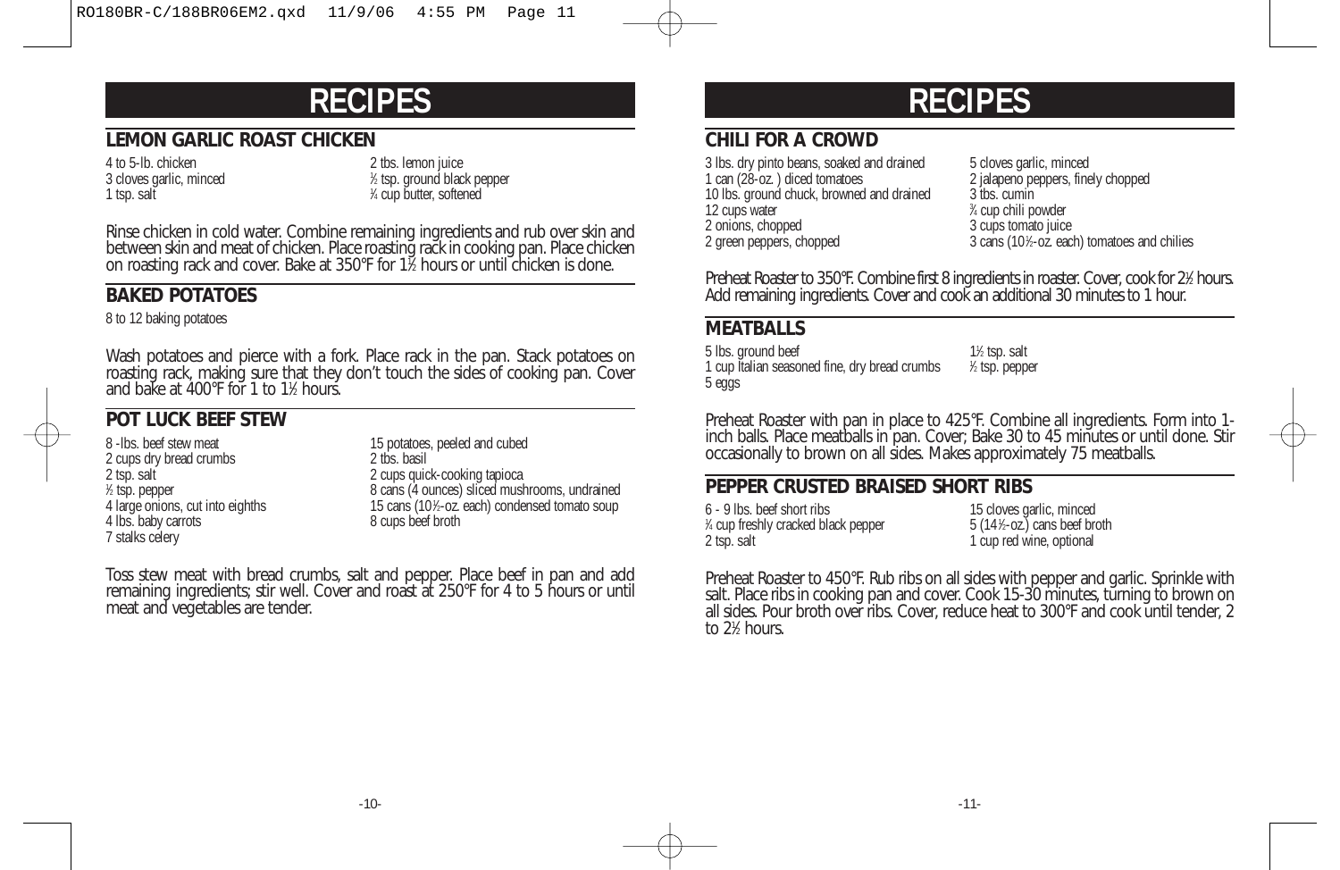# RECIPES

## LEMON GARLIC ROAST CHICKEN

- 4 to 5-lb. chicken
- 3 cloves garlic, minced
- 1 tsp. salt
- 2 tbs. lemon juice
- ½ tsp. ground black pepper
- ¼ cup butter, softened

Rinse chicken in cold water. Combine remaining ingredients and rub over skin and between skin and meat of chicken. Place roasting rack in cooking pan. Place chicken on roasting rack and cover. Bake at 350°F for 1½ hours or until chicken is done.

## BAKED POTATOES

- 8 to 12 baking potatoes

Wash potatoes and pierce with a fork. Place rack in the pan. Stack potatoes on roasting rack, making sure that they don't touch the sides of cooking pan. Cover and bake at 400°F for 1 to 1½ hours.

## POT LUCK BEEF STEW

- 8 -lbs. beef stew meat
- 2 cups dry bread crumbs
- 2 tsp. salt
- ½ tsp. pepper
- 4 large onions, cut into eighths
- 4 lbs. baby carrots
- 7 stalks celery
- 15 potatoes, peeled and cubed
- 2 tbs. basil
- 2 cups quick-cooking tapioca
- 8 cans (4 ounces) sliced mushrooms, undrained
- 15 cans (10½-oz. each) condensed tomato soup
- 8 cups beef broth

Toss stew meat with bread crumbs, salt and pepper. Place beef in pan and add remaining ingredients; stir well. Cover and roast at 250°F for 4 to 5 hours or until meat and vegetables are tender.

# RECIPES

## CHILI FOR A CROWD

- 3 lbs. dry pinto beans, soaked and drained
- 1 can (28-oz. ) diced tomatoes
- 10 lbs. ground chuck, browned and drained
- 12 cups water
- 2 onions, chopped
- 2 green peppers, chopped
- 5 cloves garlic, minced
- 2 jalapeno peppers, finely chopped
- 3 tbs. cumin
- ¾ cup chili powder
- 3 cups tomato juice
- 3 cans (10½-oz. each) tomatoes and chilies

Preheat Roaster to 350°F. Combine first 8 ingredients in roaster. Cover, cook for 2½ hours. Add remaining ingredients. Cover and cook an additional 30 minutes to 1 hour.

## MEATBALLS

- 5 lbs. ground beef
- 1 cup Italian seasoned fine, dry bread crumbs
- 5 eggs
- 1½ tsp. salt
- ½ tsp. pepper

Preheat Roaster with pan in place to 425°F. Combine all ingredients. Form into 1-inch balls. Place meatballs in pan. Cover; Bake 30 to 45 minutes or until done. Stir occasionally to brown on all sides. Makes approximately 75 meatballs.

## PEPPER CRUSTED BRAISED SHORT RIBS

- 6 - 9 lbs. beef short ribs
- ¼ cup freshly cracked black pepper
- 2 tsp. salt
- 15 cloves garlic, minced
- 5 (14½-oz.) cans beef broth
- 1 cup red wine, optional

Preheat Roaster to 450°F. Rub ribs on all sides with pepper and garlic. Sprinkle with salt. Place ribs in cooking pan and cover. Cook 15-30 minutes, turning to brown on all sides. Pour broth over ribs. Cover, reduce heat to 300°F and cook until tender, 2 to 2½ hours.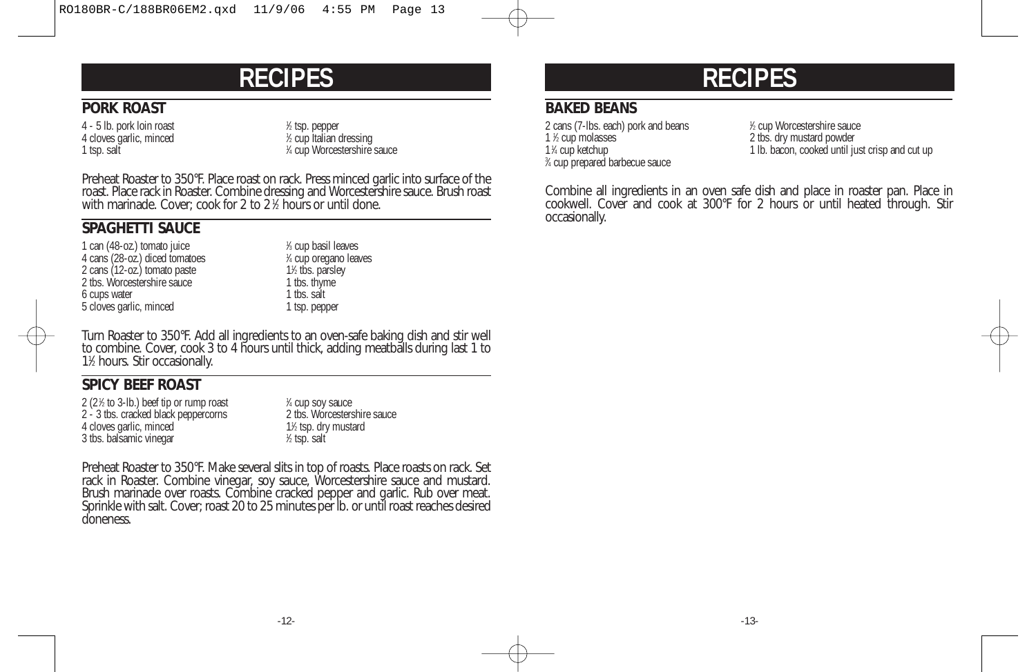# RECIPES

## PORK ROAST

- 4 - 5 lb. pork loin roast
- 4 cloves garlic, minced
- 1 tsp. salt
- ½ tsp. pepper
- ½ cup Italian dressing
- ¼ cup Worcestershire sauce

Preheat Roaster to 350°F. Place roast on rack. Press minced garlic into surface of the roast. Place rack in Roaster. Combine dressing and Worcestershire sauce. Brush roast with marinade. Cover; cook for 2 to 2½ hours or until done.

## SPAGHETTI SAUCE

- 1 can (48-oz.) tomato juice
- 4 cans (28-oz.) diced tomatoes
- 2 cans (12-oz.) tomato paste
- 2 tbs. Worcestershire sauce
- 6 cups water
- 5 cloves garlic, minced
- ⅓ cup basil leaves
- ¼ cup oregano leaves
- 1½ tbs. parsley
- 1 tbs. thyme
- 1 tbs. salt
- 1 tsp. pepper

Turn Roaster to 350°F. Add all ingredients to an oven-safe baking dish and stir well to combine. Cover, cook 3 to 4 hours until thick, adding meatballs during last 1 to 1½ hours. Stir occasionally.

## SPICY BEEF ROAST

- 2 (2½ to 3-lb.) beef tip or rump roast
- 2 - 3 tbs. cracked black peppercorns
- 4 cloves garlic, minced
- 3 tbs. balsamic vinegar
- ¼ cup soy sauce
- 2 tbs. Worcestershire sauce
- 1½ tsp. dry mustard
- ½ tsp. salt

Preheat Roaster to 350°F. Make several slits in top of roasts. Place roasts on rack. Set rack in Roaster. Combine vinegar, soy sauce, Worcestershire sauce and mustard. Brush marinade over roasts. Combine cracked pepper and garlic. Rub over meat. Sprinkle with salt. Cover; roast 20 to 25 minutes per lb. or until roast reaches desired doneness.

# RECIPES

## BAKED BEANS

- 2 cans (7-lbs. each) pork and beans
- 1 ½ cup molasses
- 1¼ cup ketchup
- ¾ cup prepared barbecue sauce
- ½ cup Worcestershire sauce
- 2 tbs. dry mustard powder
- 1 lb. bacon, cooked until just crisp and cut up

Combine all ingredients in an oven safe dish and place in roaster pan. Place in cookwell. Cover and cook at 300°F for 2 hours or until heated through. Stir occasionally.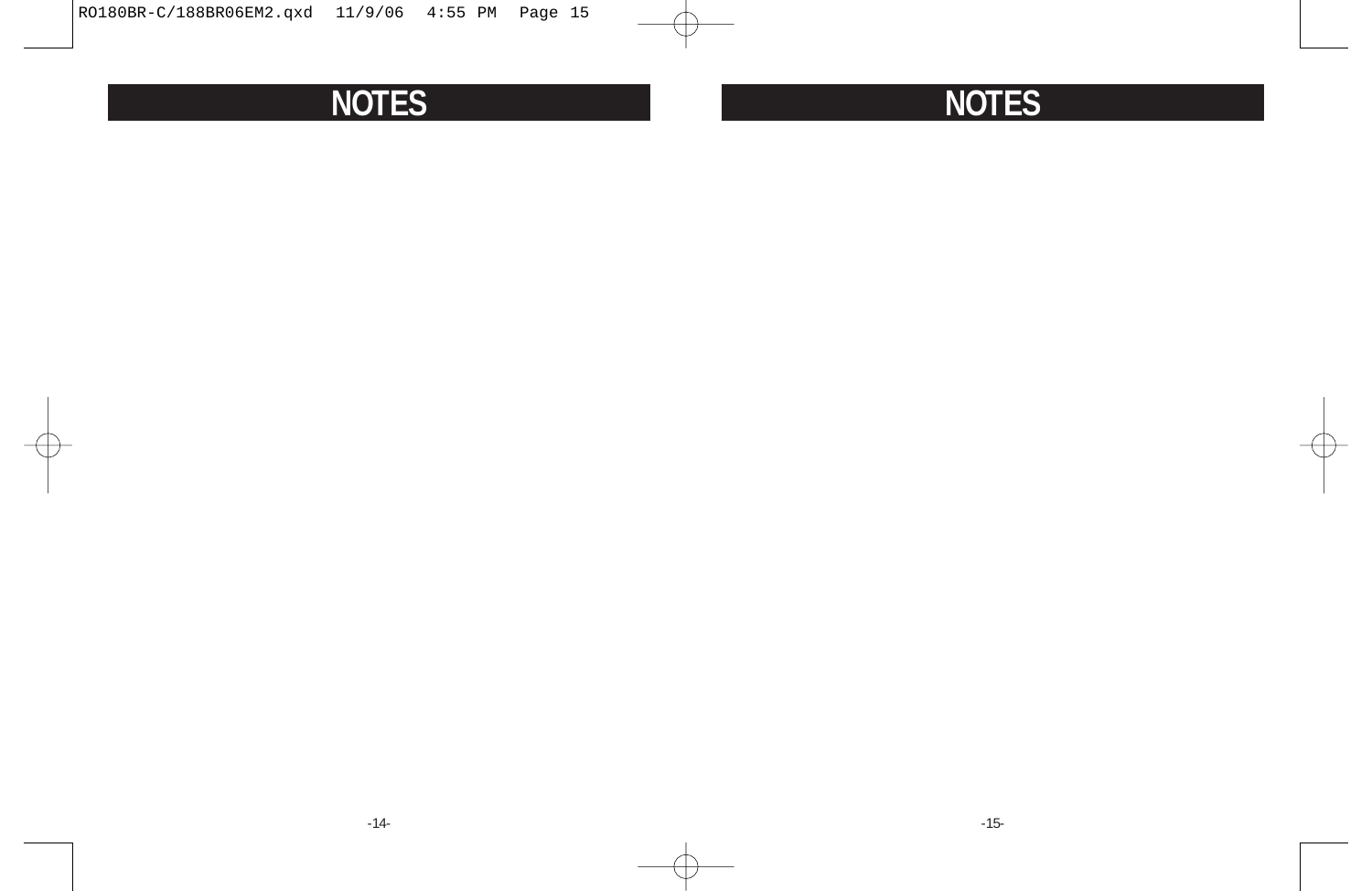# NOTES

# NOTES